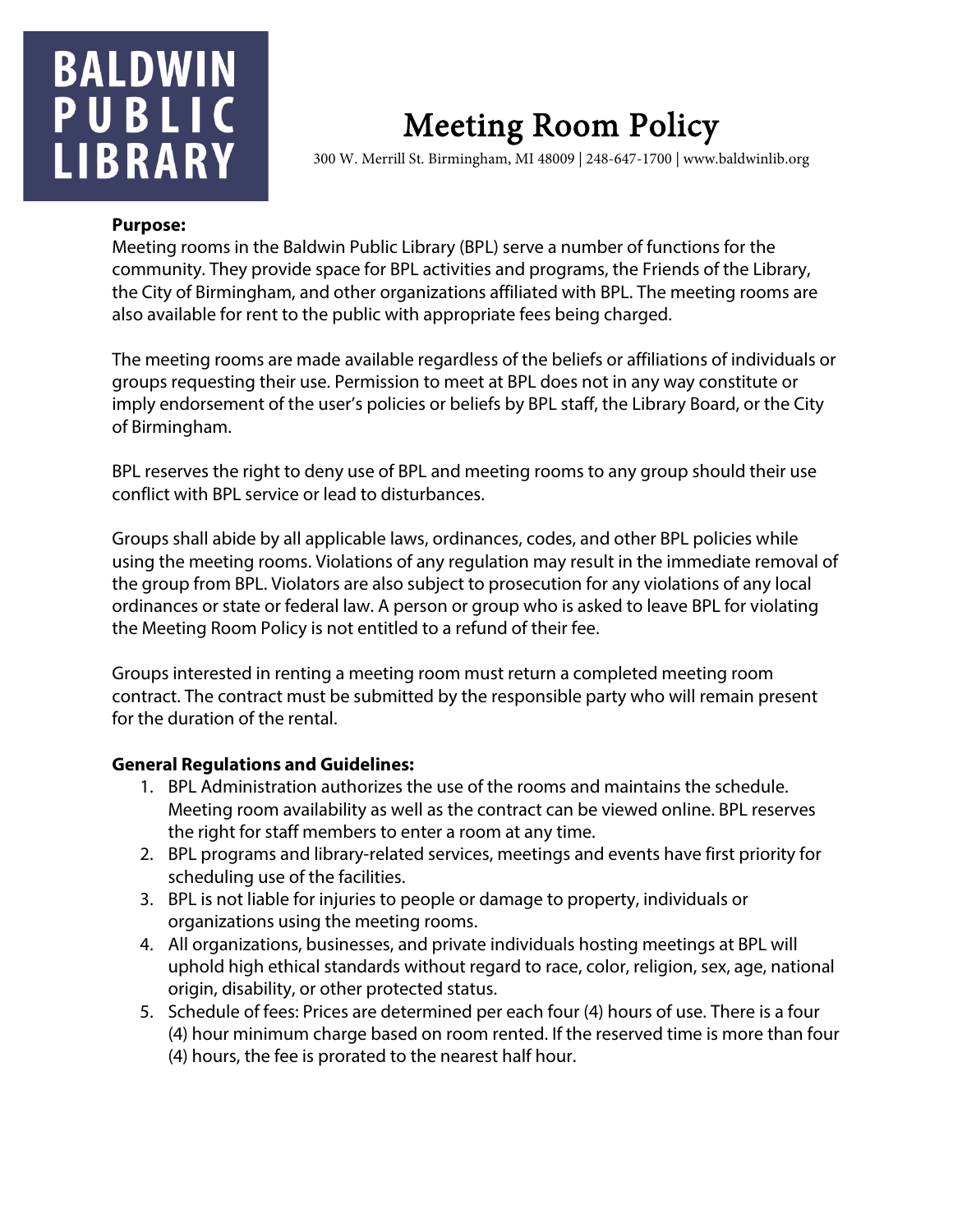**BALDWIN PUBLIC LIBRARY**

# Meeting Room Policy

300 W. Merrill St. Birmingham, MI 48009 | 248-647-1700 | www.baldwinlib.org

**Purpose:**

Meeting rooms in the Baldwin Public Library (BPL) serve a number of functions for the community. They provide space for BPL activities and programs, the Friends of the Library, the City of Birmingham, and other organizations affiliated with BPL. The meeting rooms are also available for rent to the public with appropriate fees being charged.

The meeting rooms are made available regardless of the beliefs or affiliations of individuals or groups requesting their use. Permission to meet at BPL does not in any way constitute or imply endorsement of the user's policies or beliefs by BPL staff, the Library Board, or the City of Birmingham.

BPL reserves the right to deny use of BPL and meeting rooms to any group should their use conflict with BPL service or lead to disturbances.

Groups shall abide by all applicable laws, ordinances, codes, and other BPL policies while using the meeting rooms. Violations of any regulation may result in the immediate removal of the group from BPL. Violators are also subject to prosecution for any violations of any local ordinances or state or federal law. A person or group who is asked to leave BPL for violating the Meeting Room Policy is not entitled to a refund of their fee.

Groups interested in renting a meeting room must return a completed meeting room contract. The contract must be submitted by the responsible party who will remain present for the duration of the rental.

**General Regulations and Guidelines:**

1. BPL Administration authorizes the use of the rooms and maintains the schedule. Meeting room availability as well as the contract can be viewed online. BPL reserves the right for staff members to enter a room at any time.
2. BPL programs and library-related services, meetings and events have first priority for scheduling use of the facilities.
3. BPL is not liable for injuries to people or damage to property, individuals or organizations using the meeting rooms.
4. All organizations, businesses, and private individuals hosting meetings at BPL will uphold high ethical standards without regard to race, color, religion, sex, age, national origin, disability, or other protected status.
5. Schedule of fees: Prices are determined per each four (4) hours of use. There is a four (4) hour minimum charge based on room rented. If the reserved time is more than four (4) hours, the fee is prorated to the nearest half hour.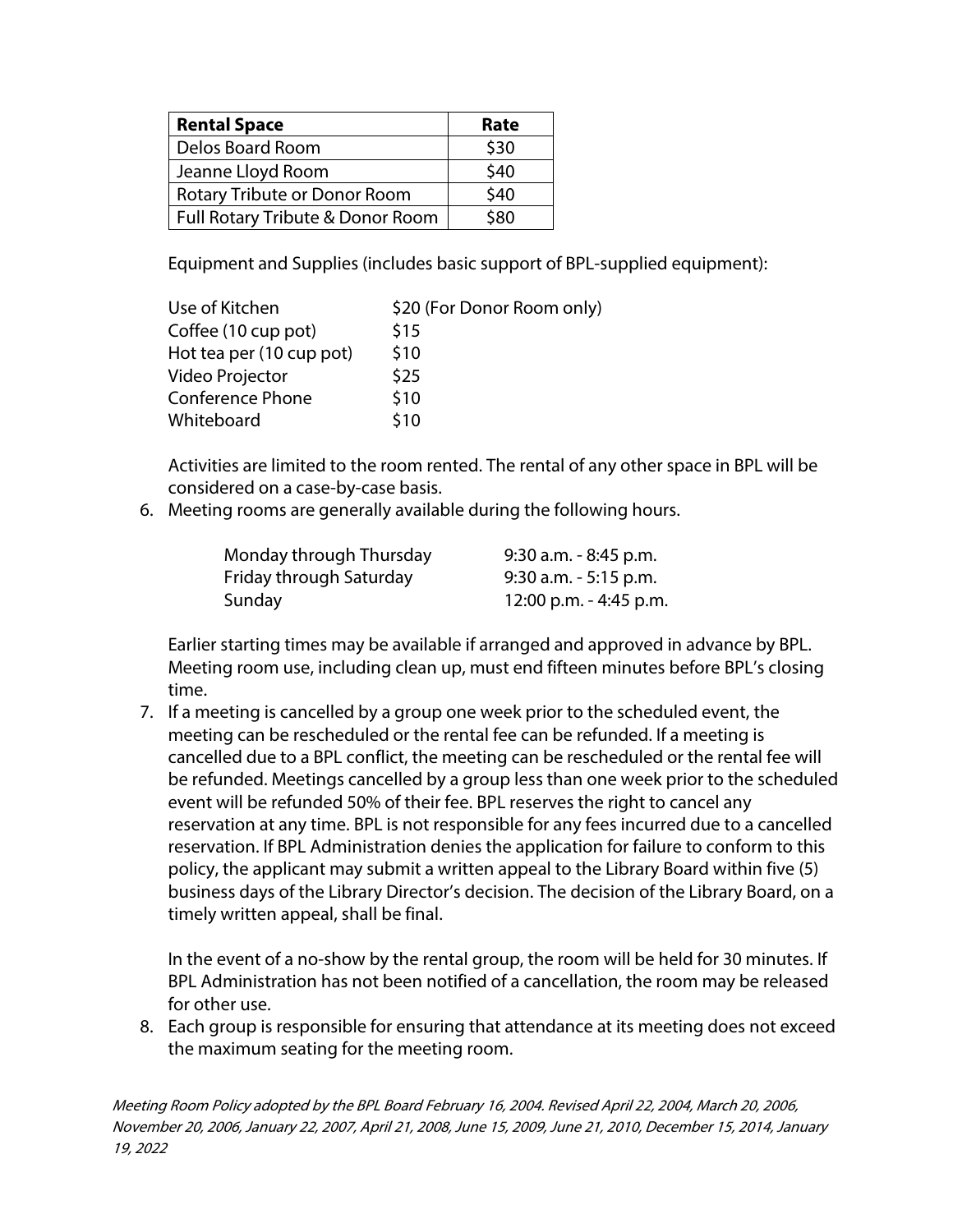| Rental Space | Rate |
|---|---|
| Delos Board Room | $30 |
| Jeanne Lloyd Room | $40 |
| Rotary Tribute or Donor Room | $40 |
| Full Rotary Tribute & Donor Room | $80 |

Equipment and Supplies (includes basic support of BPL-supplied equipment):

| | |
|---|---|
| Use of Kitchen | $20 (For Donor Room only) |
| Coffee (10 cup pot) | $15 |
| Hot tea per (10 cup pot) | $10 |
| Video Projector | $25 |
| Conference Phone | $10 |
| Whiteboard | $10 |

Activities are limited to the room rented. The rental of any other space in BPL will be considered on a case-by-case basis.

6. Meeting rooms are generally available during the following hours.

   | | |
   |---|---|
   | Monday through Thursday | 9:30 a.m. - 8:45 p.m. |
   | Friday through Saturday | 9:30 a.m. - 5:15 p.m. |
   | Sunday | 12:00 p.m. - 4:45 p.m. |

   Earlier starting times may be available if arranged and approved in advance by BPL. Meeting room use, including clean up, must end fifteen minutes before BPL's closing time.

7. If a meeting is cancelled by a group one week prior to the scheduled event, the meeting can be rescheduled or the rental fee can be refunded. If a meeting is cancelled due to a BPL conflict, the meeting can be rescheduled or the rental fee will be refunded. Meetings cancelled by a group less than one week prior to the scheduled event will be refunded 50% of their fee. BPL reserves the right to cancel any reservation at any time. BPL is not responsible for any fees incurred due to a cancelled reservation. If BPL Administration denies the application for failure to conform to this policy, the applicant may submit a written appeal to the Library Board within five (5) business days of the Library Director's decision. The decision of the Library Board, on a timely written appeal, shall be final.

   In the event of a no-show by the rental group, the room will be held for 30 minutes. If BPL Administration has not been notified of a cancellation, the room may be released for other use.

8. Each group is responsible for ensuring that attendance at its meeting does not exceed the maximum seating for the meeting room.

*Meeting Room Policy adopted by the BPL Board February 16, 2004. Revised April 22, 2004, March 20, 2006, November 20, 2006, January 22, 2007, April 21, 2008, June 15, 2009, June 21, 2010, December 15, 2014, January 19, 2022*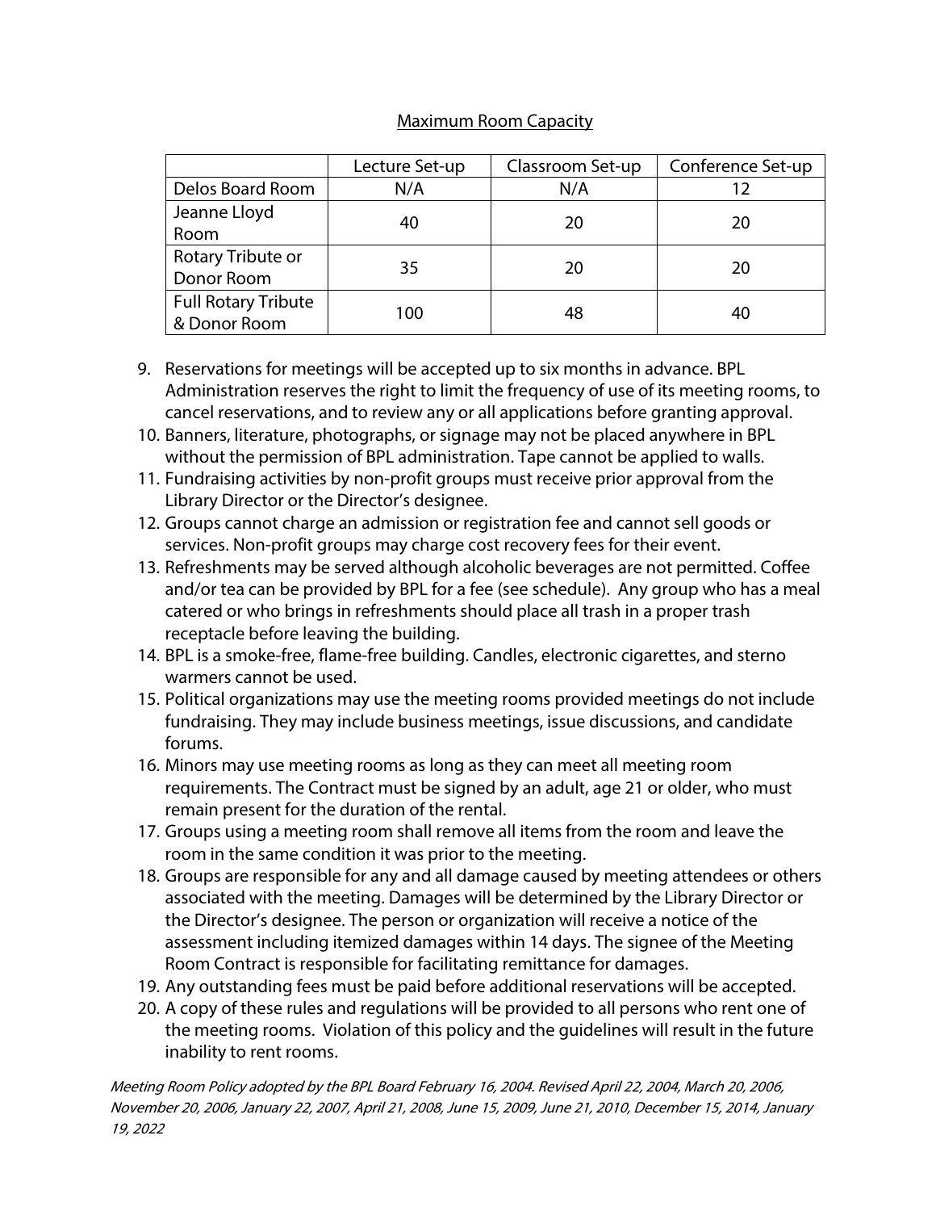Maximum Room Capacity

| | Lecture Set-up | Classroom Set-up | Conference Set-up |
|---|---|---|---|
| Delos Board Room | N/A | N/A | 12 |
| Jeanne Lloyd Room | 40 | 20 | 20 |
| Rotary Tribute or Donor Room | 35 | 20 | 20 |
| Full Rotary Tribute & Donor Room | 100 | 48 | 40 |

9. Reservations for meetings will be accepted up to six months in advance. BPL Administration reserves the right to limit the frequency of use of its meeting rooms, to cancel reservations, and to review any or all applications before granting approval.
10. Banners, literature, photographs, or signage may not be placed anywhere in BPL without the permission of BPL administration. Tape cannot be applied to walls.
11. Fundraising activities by non-profit groups must receive prior approval from the Library Director or the Director's designee.
12. Groups cannot charge an admission or registration fee and cannot sell goods or services. Non-profit groups may charge cost recovery fees for their event.
13. Refreshments may be served although alcoholic beverages are not permitted. Coffee and/or tea can be provided by BPL for a fee (see schedule). Any group who has a meal catered or who brings in refreshments should place all trash in a proper trash receptacle before leaving the building.
14. BPL is a smoke-free, flame-free building. Candles, electronic cigarettes, and sterno warmers cannot be used.
15. Political organizations may use the meeting rooms provided meetings do not include fundraising. They may include business meetings, issue discussions, and candidate forums.
16. Minors may use meeting rooms as long as they can meet all meeting room requirements. The Contract must be signed by an adult, age 21 or older, who must remain present for the duration of the rental.
17. Groups using a meeting room shall remove all items from the room and leave the room in the same condition it was prior to the meeting.
18. Groups are responsible for any and all damage caused by meeting attendees or others associated with the meeting. Damages will be determined by the Library Director or the Director's designee. The person or organization will receive a notice of the assessment including itemized damages within 14 days. The signee of the Meeting Room Contract is responsible for facilitating remittance for damages.
19. Any outstanding fees must be paid before additional reservations will be accepted.
20. A copy of these rules and regulations will be provided to all persons who rent one of the meeting rooms. Violation of this policy and the guidelines will result in the future inability to rent rooms.

*Meeting Room Policy adopted by the BPL Board February 16, 2004. Revised April 22, 2004, March 20, 2006, November 20, 2006, January 22, 2007, April 21, 2008, June 15, 2009, June 21, 2010, December 15, 2014, January 19, 2022*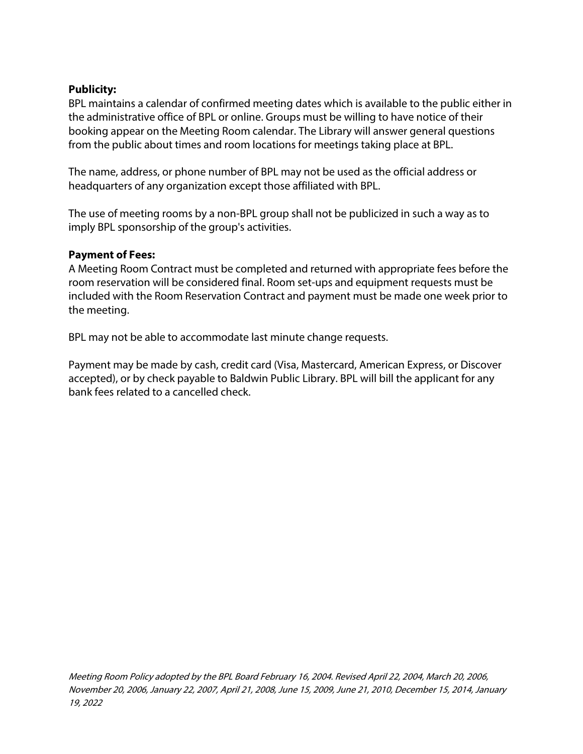**Publicity:**
BPL maintains a calendar of confirmed meeting dates which is available to the public either in the administrative office of BPL or online. Groups must be willing to have notice of their booking appear on the Meeting Room calendar. The Library will answer general questions from the public about times and room locations for meetings taking place at BPL.

The name, address, or phone number of BPL may not be used as the official address or headquarters of any organization except those affiliated with BPL.

The use of meeting rooms by a non-BPL group shall not be publicized in such a way as to imply BPL sponsorship of the group's activities.

**Payment of Fees:**
A Meeting Room Contract must be completed and returned with appropriate fees before the room reservation will be considered final. Room set-ups and equipment requests must be included with the Room Reservation Contract and payment must be made one week prior to the meeting.

BPL may not be able to accommodate last minute change requests.

Payment may be made by cash, credit card (Visa, Mastercard, American Express, or Discover accepted), or by check payable to Baldwin Public Library. BPL will bill the applicant for any bank fees related to a cancelled check.

*Meeting Room Policy adopted by the BPL Board February 16, 2004. Revised April 22, 2004, March 20, 2006, November 20, 2006, January 22, 2007, April 21, 2008, June 15, 2009, June 21, 2010, December 15, 2014, January 19, 2022*